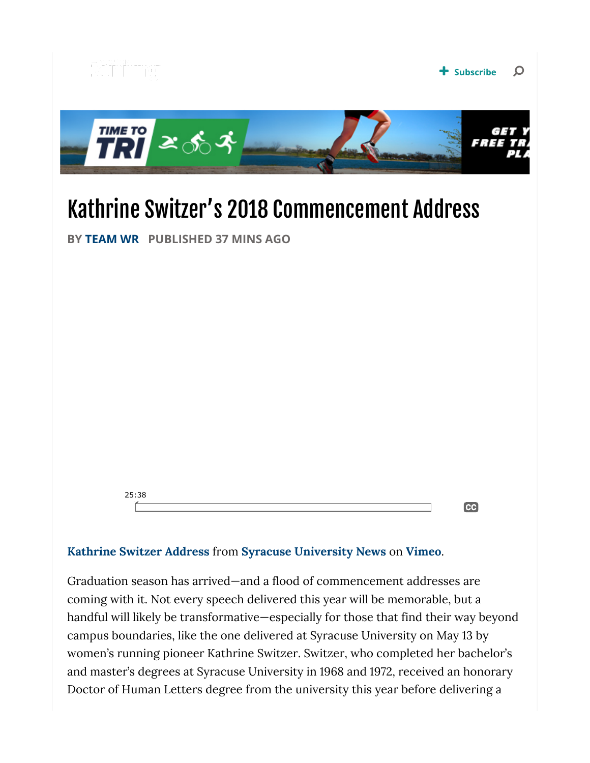# Kathrine Switzer's 2018 Commencement Address

**BY TEAM WR** **PUBLISHED 37 MINS AGO**

25:38

**Kathrine Switzer Address** from **Syracuse University News** on **Vimeo**.

Graduation season has arrived—and a flood of commencement addresses are coming with it. Not every speech delivered this year will be memorable, but a handful will likely be transformative—especially for those that find their way beyond campus boundaries, like the one delivered at Syracuse University on May 13 by women's running pioneer Kathrine Switzer. Switzer, who completed her bachelor's and master's degrees at Syracuse University in 1968 and 1972, received an honorary Doctor of Human Letters degree from the university this year before delivering a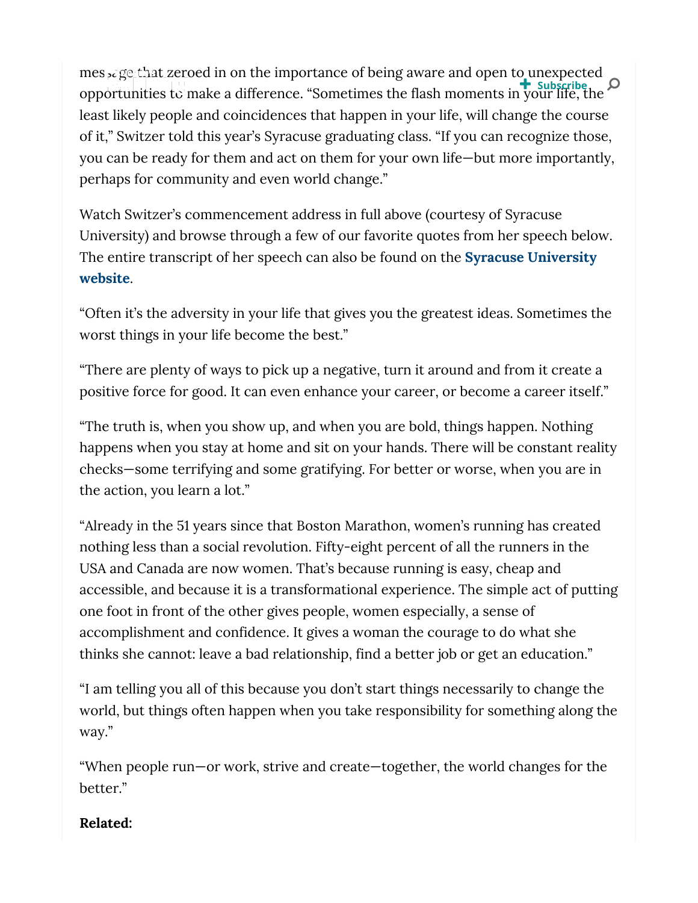message that zeroed in on the importance of being aware and open to unexpected opportunities to make a difference. "Sometimes the flash moments in your life, the least likely people and coincidences that happen in your life, will change the course of it," Switzer told this year's Syracuse graduating class. "If you can recognize those, you can be ready for them and act on them for your own life—but more importantly, perhaps for community and even world change."

Watch Switzer's commencement address in full above (courtesy of Syracuse University) and browse through a few of our favorite quotes from her speech below. The entire transcript of her speech can also be found on the **Syracuse University website**.

"Often it's the adversity in your life that gives you the greatest ideas. Sometimes the worst things in your life become the best."

"There are plenty of ways to pick up a negative, turn it around and from it create a positive force for good. It can even enhance your career, or become a career itself."

"The truth is, when you show up, and when you are bold, things happen. Nothing happens when you stay at home and sit on your hands. There will be constant reality checks—some terrifying and some gratifying. For better or worse, when you are in the action, you learn a lot."

"Already in the 51 years since that Boston Marathon, women's running has created nothing less than a social revolution. Fifty-eight percent of all the runners in the USA and Canada are now women. That's because running is easy, cheap and accessible, and because it is a transformational experience. The simple act of putting one foot in front of the other gives people, women especially, a sense of accomplishment and confidence. It gives a woman the courage to do what she thinks she cannot: leave a bad relationship, find a better job or get an education."

"I am telling you all of this because you don't start things necessarily to change the world, but things often happen when you take responsibility for something along the way."

"When people run—or work, strive and create—together, the world changes for the better."

**Related:**